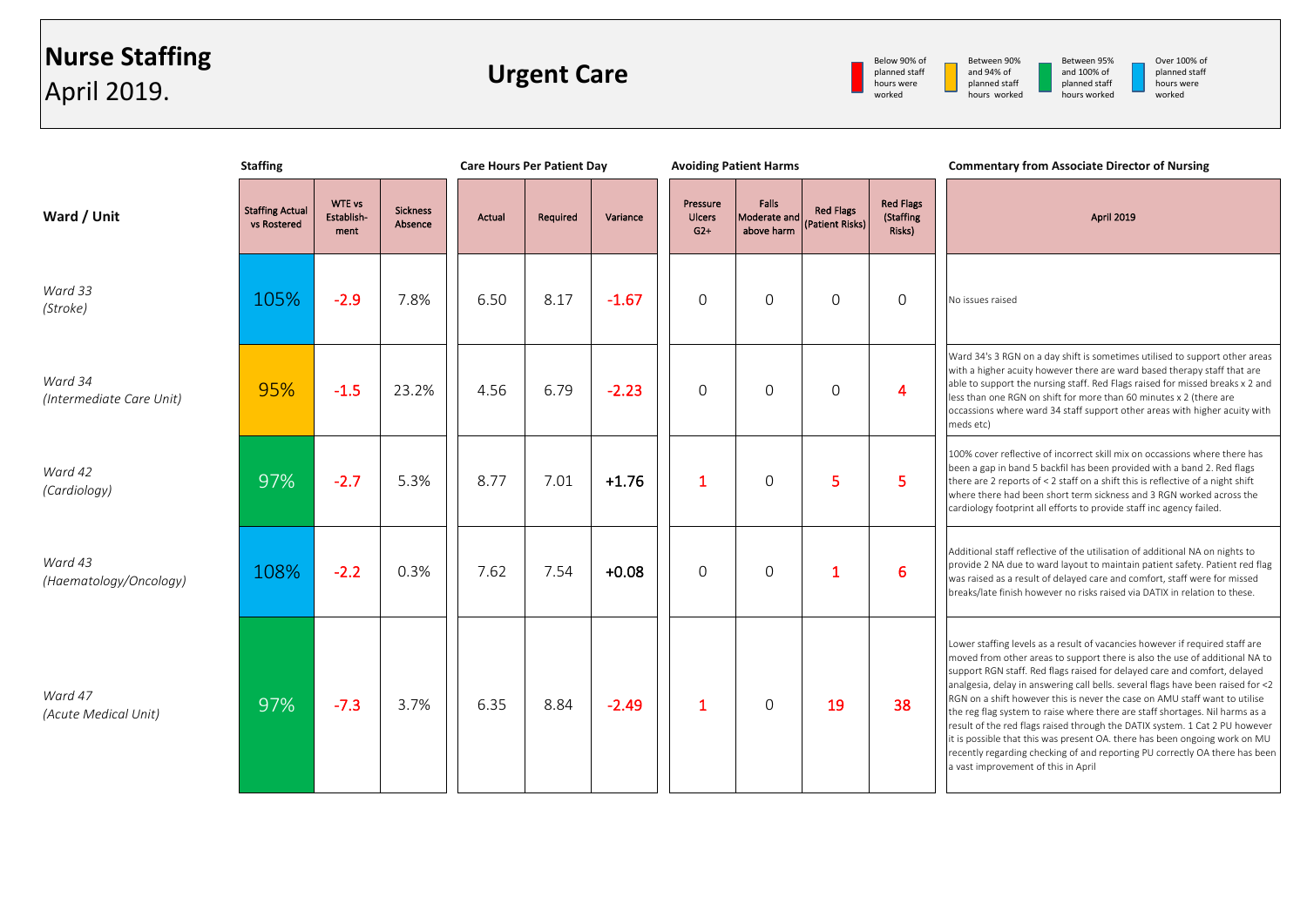# Nurse Staffing
April 2019.

## Urgent Care

Legend:
- Below 90% of planned staff hours were worked
- Between 90% and 94% of planned staff hours worked
- Between 95% and 100% of planned staff hours worked
- Over 100% of planned staff hours were worked

| Ward / Unit | Staffing | | | Care Hours Per Patient Day | | | Avoiding Patient Harms | | | | Commentary from Associate Director of Nursing |
|---|---|---|---|---|---|---|---|---|---|---|---|
| | Staffing Actual vs Rostered | WTE vs Establishment | Sickness Absence | Actual | Required | Variance | Pressure Ulcers G2+ | Falls Moderate and above harm | Red Flags (Patient Risks) | Red Flags (Staffing Risks) | April 2019 |
| *Ward 33 (Stroke)* | 105% | -2.9 | 7.8% | 6.50 | 8.17 | -1.67 | 0 | 0 | 0 | 0 | No issues raised |
| *Ward 34 (Intermediate Care Unit)* | 95% | -1.5 | 23.2% | 4.56 | 6.79 | -2.23 | 0 | 0 | 0 | 4 | Ward 34's 3 RGN on a day shift is sometimes utilised to support other areas with a higher acuity however there are ward based therapy staff that are able to support the nursing staff. Red Flags raised for missed breaks x 2 and less than one RGN on shift for more than 60 minutes x 2 (there are occassions where ward 34 staff support other areas with higher acuity with meds etc) |
| *Ward 42 (Cardiology)* | 97% | -2.7 | 5.3% | 8.77 | 7.01 | +1.76 | 1 | 0 | 5 | 5 | 100% cover reflective of incorrect skill mix on occassions where there has been a gap in band 5 backfil has been provided with a band 2. Red flags there are 2 reports of < 2 staff on a shift this is reflective of a night shift where there had been short term sickness and 3 RGN worked across the cardiology footprint all efforts to provide staff inc agency failed. |
| *Ward 43 (Haematology/Oncology)* | 108% | -2.2 | 0.3% | 7.62 | 7.54 | +0.08 | 0 | 0 | 1 | 6 | Additional staff reflective of the utilisation of additional NA on nights to provide 2 NA due to ward layout to maintain patient safety. Patient red flag was raised as a result of delayed care and comfort, staff were for missed breaks/late finish however no risks raised via DATIX in relation to these. |
| *Ward 47 (Acute Medical Unit)* | 97% | -7.3 | 3.7% | 6.35 | 8.84 | -2.49 | 1 | 0 | 19 | 38 | Lower staffing levels as a result of vacancies however if required staff are moved from other areas to support there is also the use of additional NA to support RGN staff. Red flags raised for delayed care and comfort, delayed analgesia, delay in answering call bells. several flags have been raised for <2 RGN on a shift however this is never the case on AMU staff want to utilise the reg flag system to raise where there are staff shortages. Nil harms as a result of the red flags raised through the DATIX system. 1 Cat 2 PU however it is possible that this was present OA. there has been ongoing work on MU recently regarding checking of and reporting PU correctly OA there has been a vast improvement of this in April |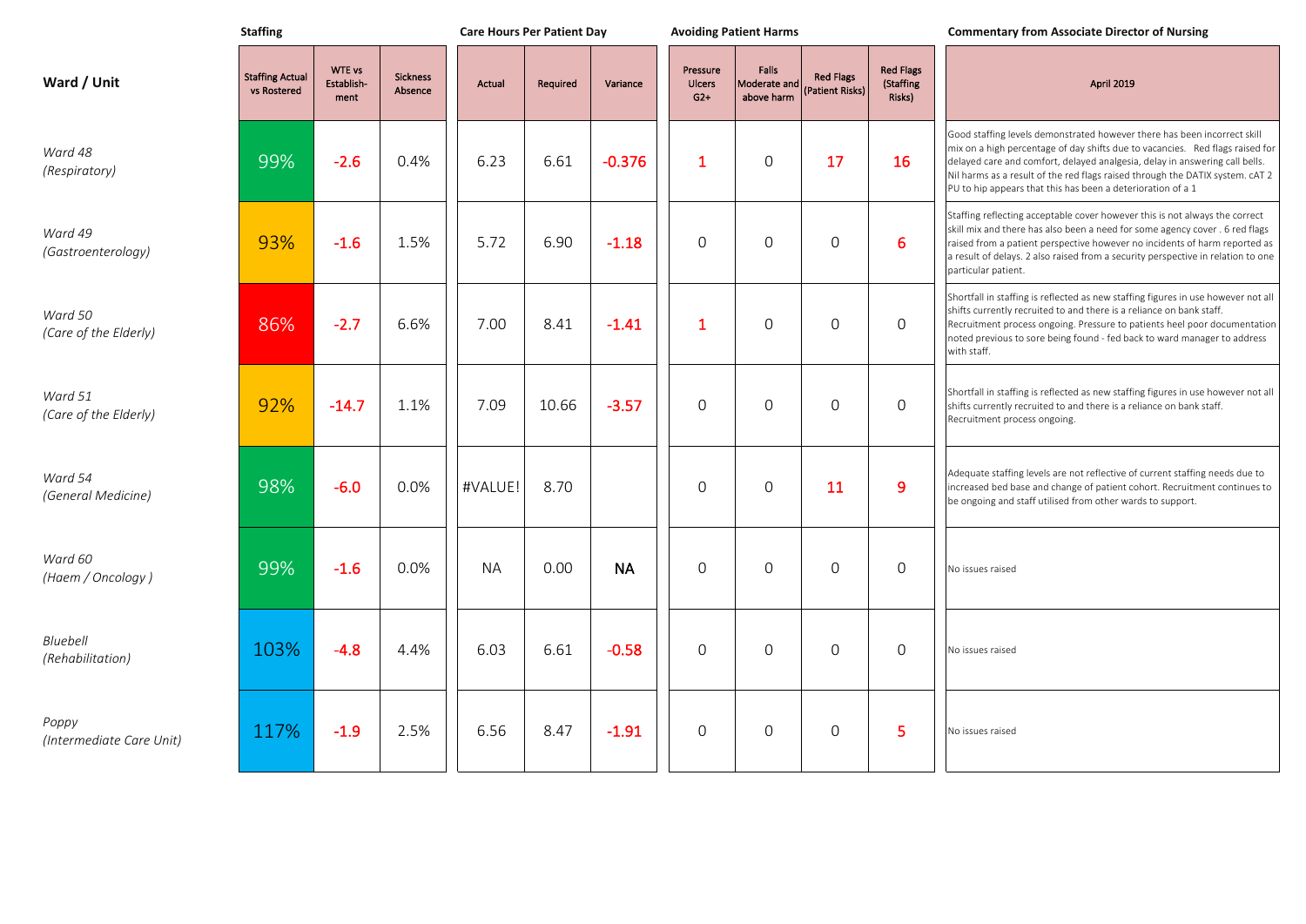| Ward / Unit | Staffing | | | Care Hours Per Patient Day | | | Avoiding Patient Harms | | | | Commentary from Associate Director of Nursing |
|---|---|---|---|---|---|---|---|---|---|---|---|
| | Staffing Actual vs Rostered | WTE vs Establish-ment | Sickness Absence | Actual | Required | Variance | Pressure Ulcers G2+ | Falls Moderate and above harm | Red Flags (Patient Risks) | Red Flags (Staffing Risks) | April 2019 |
| *Ward 48 (Respiratory)* | 99% | -2.6 | 0.4% | 6.23 | 6.61 | -0.376 | 1 | 0 | 17 | 16 | Good staffing levels demonstrated however there has been incorrect skill mix on a high percentage of day shifts due to vacancies. Red flags raised for delayed care and comfort, delayed analgesia, delay in answering call bells. Nil harms as a result of the red flags raised through the DATIX system. cAT 2 PU to hip appears that this has been a deterioration of a 1 |
| *Ward 49 (Gastroenterology)* | 93% | -1.6 | 1.5% | 5.72 | 6.90 | -1.18 | 0 | 0 | 0 | 6 | Staffing reflecting acceptable cover however this is not always the correct skill mix and there has also been a need for some agency cover . 6 red flags raised from a patient perspective however no incidents of harm reported as a result of delays. 2 also raised from a security perspective in relation to one particular patient. |
| *Ward 50 (Care of the Elderly)* | 86% | -2.7 | 6.6% | 7.00 | 8.41 | -1.41 | 1 | 0 | 0 | 0 | Shortfall in staffing is reflected as new staffing figures in use however not all shifts currently recruited to and there is a reliance on bank staff. Recruitment process ongoing. Pressure to patients heel poor documentation noted previous to sore being found - fed back to ward manager to address with staff. |
| *Ward 51 (Care of the Elderly)* | 92% | -14.7 | 1.1% | 7.09 | 10.66 | -3.57 | 0 | 0 | 0 | 0 | Shortfall in staffing is reflected as new staffing figures in use however not all shifts currently recruited to and there is a reliance on bank staff. Recruitment process ongoing. |
| *Ward 54 (General Medicine)* | 98% | -6.0 | 0.0% | #VALUE! | 8.70 | | 0 | 0 | 11 | 9 | Adequate staffing levels are not reflective of current staffing needs due to increased bed base and change of patient cohort. Recruitment continues to be ongoing and staff utilised from other wards to support. |
| *Ward 60 (Haem / Oncology )* | 99% | -1.6 | 0.0% | NA | 0.00 | NA | 0 | 0 | 0 | 0 | No issues raised |
| *Bluebell (Rehabilitation)* | 103% | -4.8 | 4.4% | 6.03 | 6.61 | -0.58 | 0 | 0 | 0 | 0 | No issues raised |
| *Poppy (Intermediate Care Unit)* | 117% | -1.9 | 2.5% | 6.56 | 8.47 | -1.91 | 0 | 0 | 0 | 5 | No issues raised |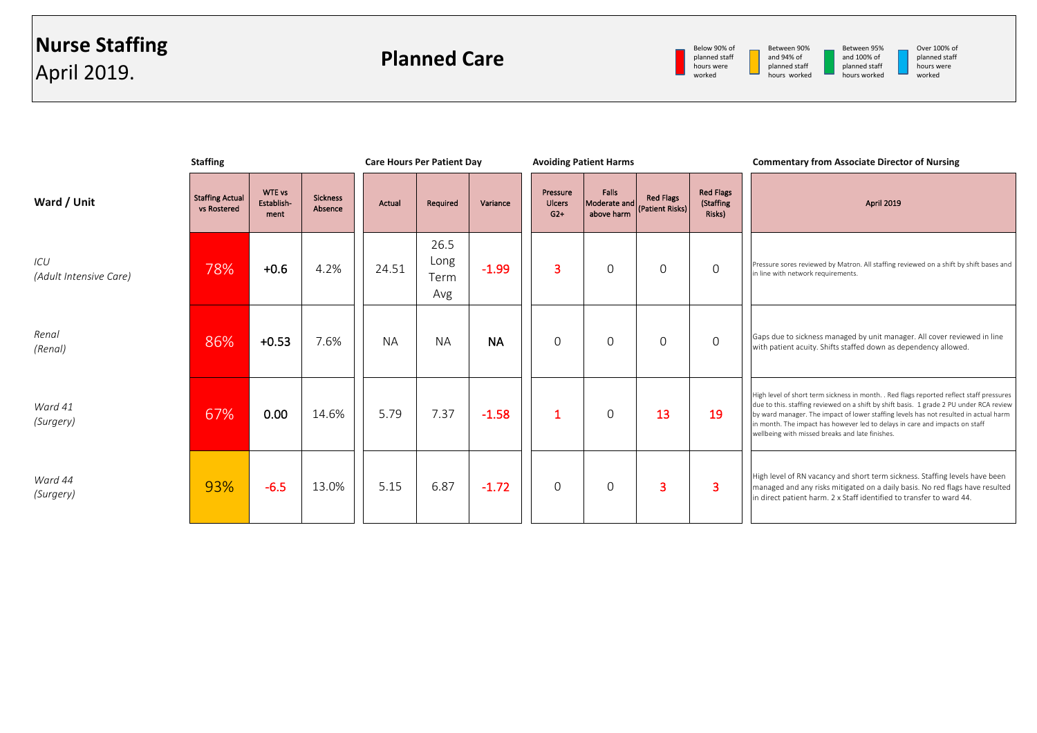# Nurse Staffing
April 2019.

## Planned Care

Legend:
- Below 90% of planned staff hours were worked
- Between 90% and 94% of planned staff hours worked
- Between 95% and 100% of planned staff hours worked
- Over 100% of planned staff hours were worked

| Ward / Unit | Staffing | | | Care Hours Per Patient Day | | | Avoiding Patient Harms | | | | Commentary from Associate Director of Nursing |
|---|---|---|---|---|---|---|---|---|---|---|---|
| | Staffing Actual vs Rostered | WTE vs Establish-ment | Sickness Absence | Actual | Required | Variance | Pressure Ulcers G2+ | Falls Moderate and above harm | Red Flags (Patient Risks) | Red Flags (Staffing Risks) | April 2019 |
| *ICU (Adult Intensive Care)* | 78% | +0.6 | 4.2% | 24.51 | 26.5 Long Term Avg | -1.99 | 3 | 0 | 0 | 0 | Pressure sores reviewed by Matron. All staffing reviewed on a shift by shift bases and in line with network requirements. |
| *Renal (Renal)* | 86% | +0.53 | 7.6% | NA | NA | NA | 0 | 0 | 0 | 0 | Gaps due to sickness managed by unit manager. All cover reviewed in line with patient acuity. Shifts staffed down as dependency allowed. |
| *Ward 41 (Surgery)* | 67% | 0.00 | 14.6% | 5.79 | 7.37 | -1.58 | 1 | 0 | 13 | 19 | High level of short term sickness in month. . Red flags reported reflect staff pressures due to this. staffing reviewed on a shift by shift basis. 1 grade 2 PU under RCA review by ward manager. The impact of lower staffing levels has not resulted in actual harm in month. The impact has however led to delays in care and impacts on staff wellbeing with missed breaks and late finishes. |
| *Ward 44 (Surgery)* | 93% | -6.5 | 13.0% | 5.15 | 6.87 | -1.72 | 0 | 0 | 3 | 3 | High level of RN vacancy and short term sickness. Staffing levels have been managed and any risks mitigated on a daily basis. No red flags have resulted in direct patient harm. 2 x Staff identified to transfer to ward 44. |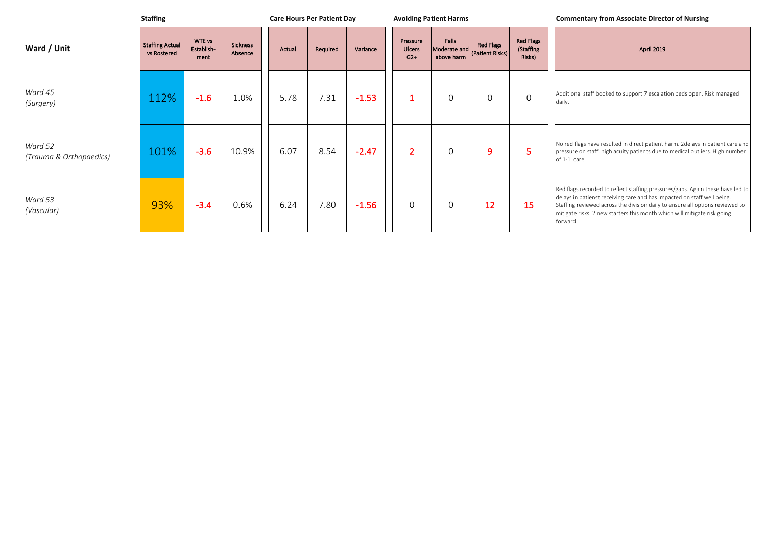| Ward / Unit | Staffing | | | Care Hours Per Patient Day | | | Avoiding Patient Harms | | | | Commentary from Associate Director of Nursing |
|---|---|---|---|---|---|---|---|---|---|---|---|
| | Staffing Actual vs Rostered | WTE vs Establish-ment | Sickness Absence | Actual | Required | Variance | Pressure Ulcers G2+ | Falls Moderate and above harm | Red Flags (Patient Risks) | Red Flags (Staffing Risks) | April 2019 |
| *Ward 45 (Surgery)* | 112% | -1.6 | 1.0% | 5.78 | 7.31 | -1.53 | 1 | 0 | 0 | 0 | Additional staff booked to support 7 escalation beds open. Risk managed daily. |
| *Ward 52 (Trauma & Orthopaedics)* | 101% | -3.6 | 10.9% | 6.07 | 8.54 | -2.47 | 2 | 0 | 9 | 5 | No red flags have resulted in direct patient harm. 2delays in patient care and pressure on staff. high acuity patients due to medical outliers. High number of 1-1 care. |
| *Ward 53 (Vascular)* | 93% | -3.4 | 0.6% | 6.24 | 7.80 | -1.56 | 0 | 0 | 12 | 15 | Red flags recorded to reflect staffing pressures/gaps. Again these have led to delays in patienst receiving care and has impacted on staff well being. Staffing reviewed across the division daily to ensure all options reviewed to mitigate risks. 2 new starters this month which will mitigate risk going forward. |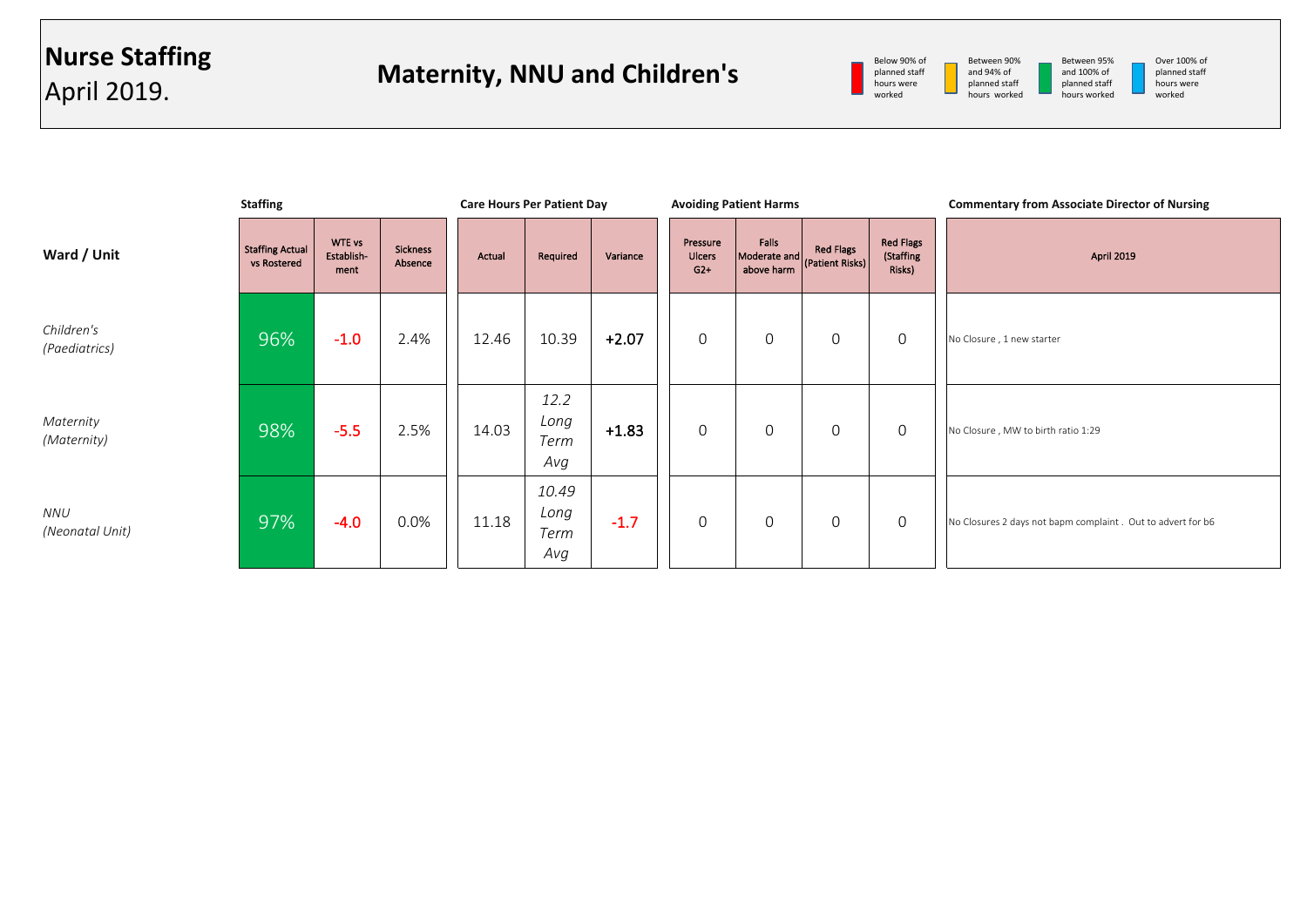# Nurse Staffing
April 2019.

## Maternity, NNU and Children's

Below 90% of planned staff hours were worked | Between 90% and 94% of planned staff hours worked | Between 95% and 100% of planned staff hours worked | Over 100% of planned staff hours were worked

| Ward / Unit | Staffing | | | Care Hours Per Patient Day | | | Avoiding Patient Harms | | | | Commentary from Associate Director of Nursing |
|---|---|---|---|---|---|---|---|---|---|---|---|
| | Staffing Actual vs Rostered | WTE vs Establish-ment | Sickness Absence | Actual | Required | Variance | Pressure Ulcers G2+ | Falls Moderate and above harm | Red Flags (Patient Risks) | Red Flags (Staffing Risks) | April 2019 |
| *Children's (Paediatrics)* | 96% | -1.0 | 2.4% | 12.46 | 10.39 | **+2.07** | 0 | 0 | 0 | 0 | No Closure , 1 new starter |
| *Maternity (Maternity)* | 98% | -5.5 | 2.5% | 14.03 | *12.2 Long Term Avg* | **+1.83** | 0 | 0 | 0 | 0 | No Closure , MW to birth ratio 1:29 |
| *NNU (Neonatal Unit)* | 97% | -4.0 | 0.0% | 11.18 | *10.49 Long Term Avg* | -1.7 | 0 | 0 | 0 | 0 | No Closures 2 days not bapm complaint . Out to advert for b6 |